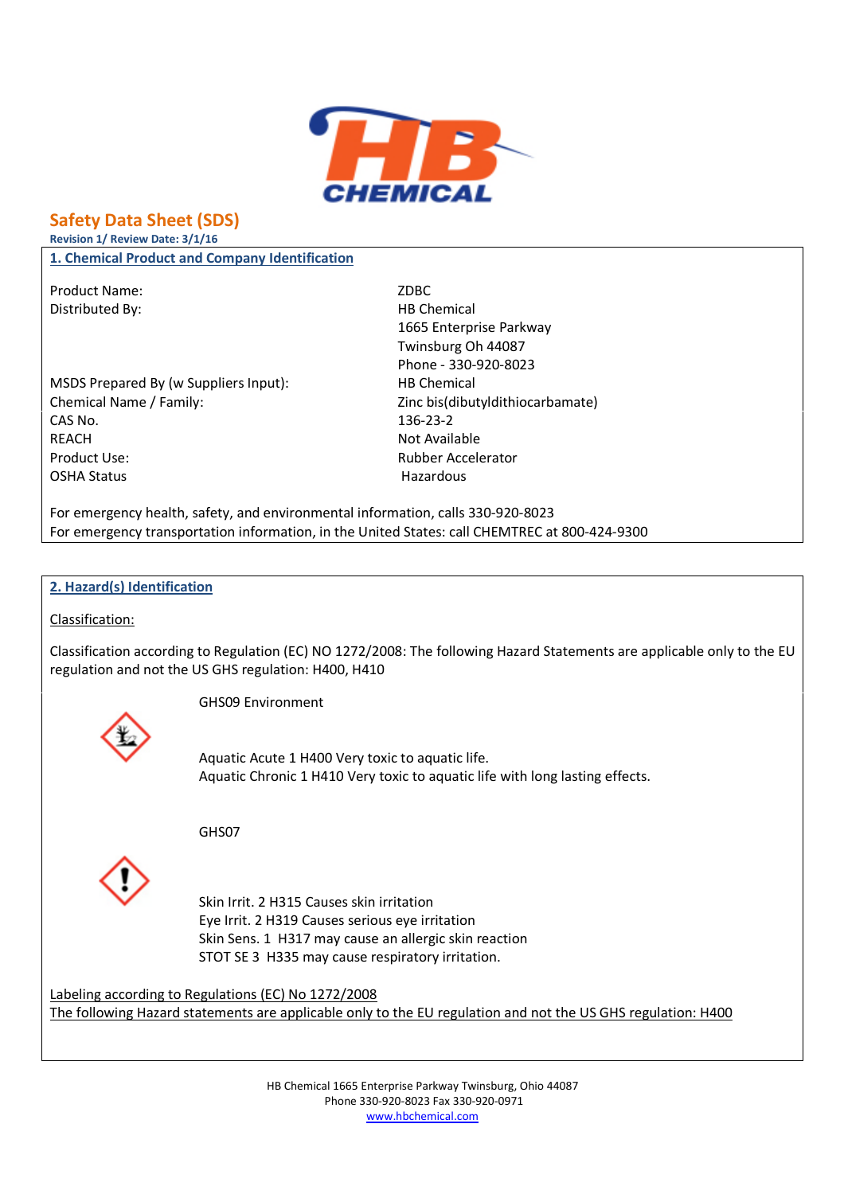# Safety Data Sheet (SDS)

**Revision 1/ Review Date: 3/1/16**

## 1. Chemical Product and Company Identification

| | |
|---|---|
| Product Name: | ZDBC |
| Distributed By: | HB Chemical<br>1665 Enterprise Parkway<br>Twinsburg Oh 44087<br>Phone - 330-920-8023 |
| MSDS Prepared By (w Suppliers Input): | HB Chemical |
| Chemical Name / Family: | Zinc bis(dibutyldithiocarbamate) |
| CAS No. | 136-23-2 |
| REACH | Not Available |
| Product Use: | Rubber Accelerator |
| OSHA Status | Hazardous |

For emergency health, safety, and environmental information, calls 330-920-8023

For emergency transportation information, in the United States: call CHEMTREC at 800-424-9300

## 2. Hazard(s) Identification

Classification:

Classification according to Regulation (EC) NO 1272/2008: The following Hazard Statements are applicable only to the EU regulation and not the US GHS regulation: H400, H410

GHS09 Environment

Aquatic Acute 1 H400 Very toxic to aquatic life.
Aquatic Chronic 1 H410 Very toxic to aquatic life with long lasting effects.

GHS07

Skin Irrit. 2 H315 Causes skin irritation
Eye Irrit. 2 H319 Causes serious eye irritation
Skin Sens. 1 H317 may cause an allergic skin reaction
STOT SE 3 H335 may cause respiratory irritation.

Labeling according to Regulations (EC) No 1272/2008

The following Hazard statements are applicable only to the EU regulation and not the US GHS regulation: H400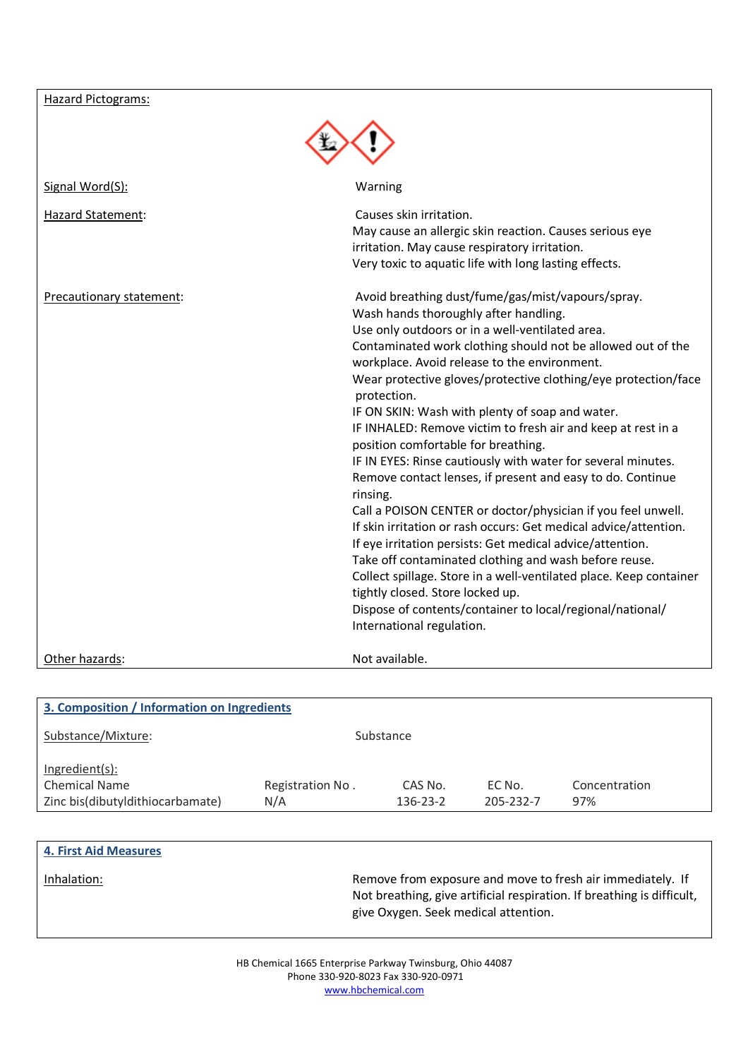Hazard Pictograms:

Signal Word(S): Warning

Hazard Statement: Causes skin irritation.
May cause an allergic skin reaction. Causes serious eye irritation. May cause respiratory irritation.
Very toxic to aquatic life with long lasting effects.

Precautionary statement: Avoid breathing dust/fume/gas/mist/vapours/spray.
Wash hands thoroughly after handling.
Use only outdoors or in a well-ventilated area.
Contaminated work clothing should not be allowed out of the workplace. Avoid release to the environment.
Wear protective gloves/protective clothing/eye protection/face protection.
IF ON SKIN: Wash with plenty of soap and water.
IF INHALED: Remove victim to fresh air and keep at rest in a position comfortable for breathing.
IF IN EYES: Rinse cautiously with water for several minutes. Remove contact lenses, if present and easy to do. Continue rinsing.
Call a POISON CENTER or doctor/physician if you feel unwell.
If skin irritation or rash occurs: Get medical advice/attention.
If eye irritation persists: Get medical advice/attention.
Take off contaminated clothing and wash before reuse.
Collect spillage. Store in a well-ventilated place. Keep container tightly closed. Store locked up.
Dispose of contents/container to local/regional/national/ International regulation.

Other hazards: Not available.

## 3. Composition / Information on Ingredients

Substance/Mixture: Substance

Ingredient(s):

| Chemical Name | Registration No . | CAS No. | EC No. | Concentration |
|---|---|---|---|---|
| Zinc bis(dibutyldithiocarbamate) | N/A | 136-23-2 | 205-232-7 | 97% |

## 4. First Aid Measures

Inhalation: Remove from exposure and move to fresh air immediately. If Not breathing, give artificial respiration. If breathing is difficult, give Oxygen. Seek medical attention.

HB Chemical 1665 Enterprise Parkway Twinsburg, Ohio 44087
Phone 330-920-8023 Fax 330-920-0971
www.hbchemical.com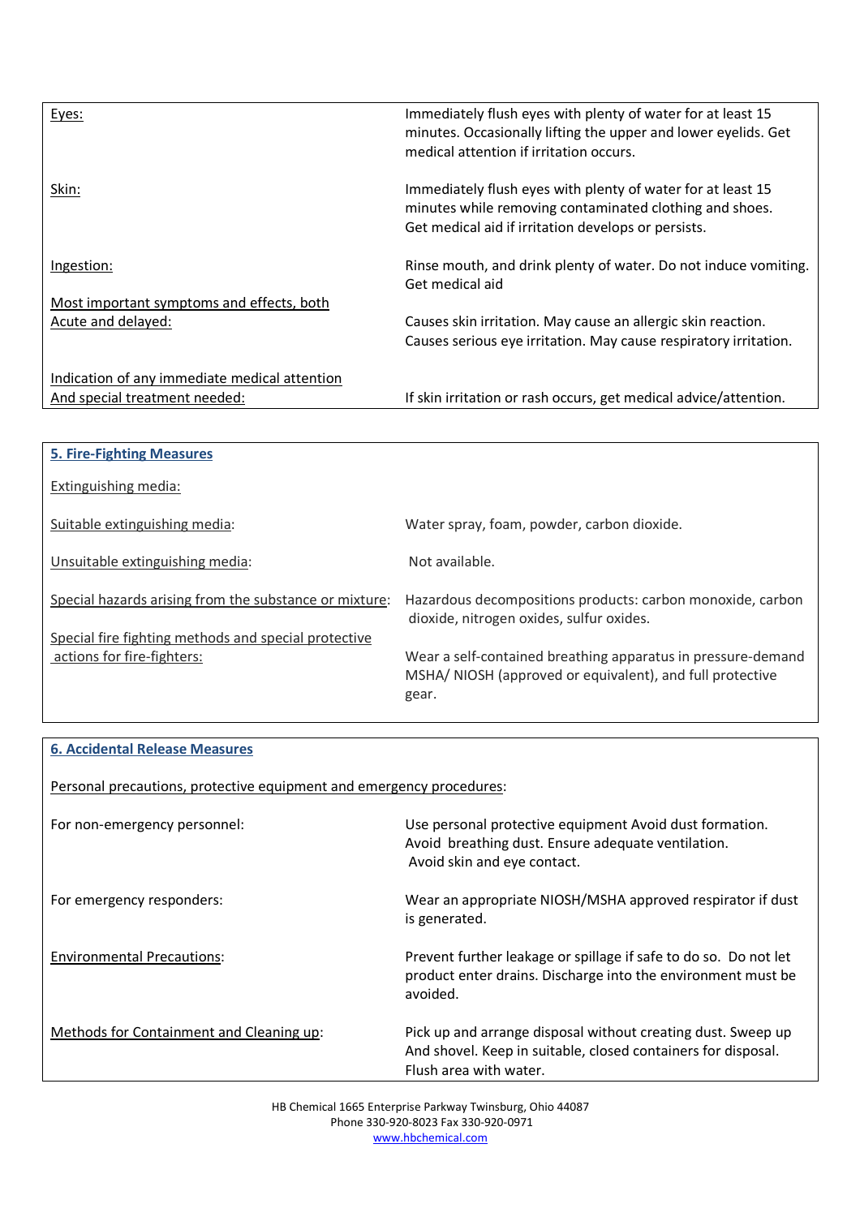| | |
|---|---|
| Eyes: | Immediately flush eyes with plenty of water for at least 15 minutes. Occasionally lifting the upper and lower eyelids. Get medical attention if irritation occurs. |
| Skin: | Immediately flush eyes with plenty of water for at least 15 minutes while removing contaminated clothing and shoes. Get medical aid if irritation develops or persists. |
| Ingestion: | Rinse mouth, and drink plenty of water. Do not induce vomiting. Get medical aid |
| Most important symptoms and effects, both Acute and delayed: | Causes skin irritation. May cause an allergic skin reaction. Causes serious eye irritation. May cause respiratory irritation. |
| Indication of any immediate medical attention And special treatment needed: | If skin irritation or rash occurs, get medical advice/attention. |

## 5. Fire-Fighting Measures

Extinguishing media:

| | |
|---|---|
| Suitable extinguishing media: | Water spray, foam, powder, carbon dioxide. |
| Unsuitable extinguishing media: | Not available. |
| Special hazards arising from the substance or mixture: | Hazardous decompositions products: carbon monoxide, carbon dioxide, nitrogen oxides, sulfur oxides. |
| Special fire fighting methods and special protective actions for fire-fighters: | Wear a self-contained breathing apparatus in pressure-demand MSHA/ NIOSH (approved or equivalent), and full protective gear. |

## 6. Accidental Release Measures

Personal precautions, protective equipment and emergency procedures:

| | |
|---|---|
| For non-emergency personnel: | Use personal protective equipment Avoid dust formation. Avoid breathing dust. Ensure adequate ventilation. Avoid skin and eye contact. |
| For emergency responders: | Wear an appropriate NIOSH/MSHA approved respirator if dust is generated. |
| Environmental Precautions: | Prevent further leakage or spillage if safe to do so. Do not let product enter drains. Discharge into the environment must be avoided. |
| Methods for Containment and Cleaning up: | Pick up and arrange disposal without creating dust. Sweep up And shovel. Keep in suitable, closed containers for disposal. Flush area with water. |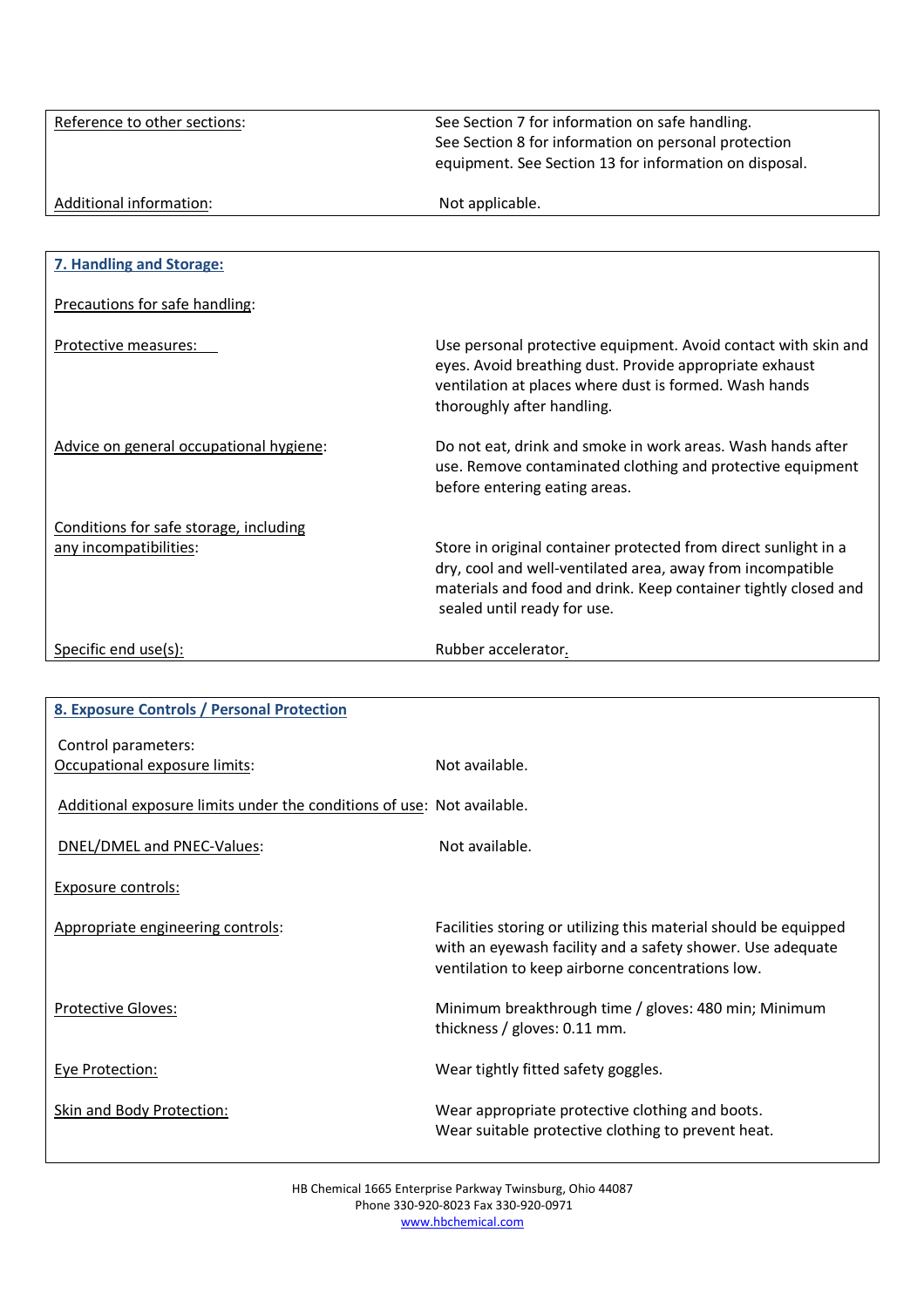| | |
|---|---|
| Reference to other sections: | See Section 7 for information on safe handling. See Section 8 for information on personal protection equipment. See Section 13 for information on disposal. |
| Additional information: | Not applicable. |

## 7. Handling and Storage:

Precautions for safe handling:

| | |
|---|---|
| Protective measures: | Use personal protective equipment. Avoid contact with skin and eyes. Avoid breathing dust. Provide appropriate exhaust ventilation at places where dust is formed. Wash hands thoroughly after handling. |
| Advice on general occupational hygiene: | Do not eat, drink and smoke in work areas. Wash hands after use. Remove contaminated clothing and protective equipment before entering eating areas. |
| Conditions for safe storage, including any incompatibilities: | Store in original container protected from direct sunlight in a dry, cool and well-ventilated area, away from incompatible materials and food and drink. Keep container tightly closed and sealed until ready for use. |
| Specific end use(s): | Rubber accelerator. |

## 8. Exposure Controls / Personal Protection

Control parameters:

| | |
|---|---|
| Occupational exposure limits: | Not available. |
| Additional exposure limits under the conditions of use: | Not available. |
| DNEL/DMEL and PNEC-Values: | Not available. |

Exposure controls:

| | |
|---|---|
| Appropriate engineering controls: | Facilities storing or utilizing this material should be equipped with an eyewash facility and a safety shower. Use adequate ventilation to keep airborne concentrations low. |
| Protective Gloves: | Minimum breakthrough time / gloves: 480 min; Minimum thickness / gloves: 0.11 mm. |
| Eye Protection: | Wear tightly fitted safety goggles. |
| Skin and Body Protection: | Wear appropriate protective clothing and boots. Wear suitable protective clothing to prevent heat. |

HB Chemical 1665 Enterprise Parkway Twinsburg, Ohio 44087
Phone 330-920-8023 Fax 330-920-0971
www.hbchemical.com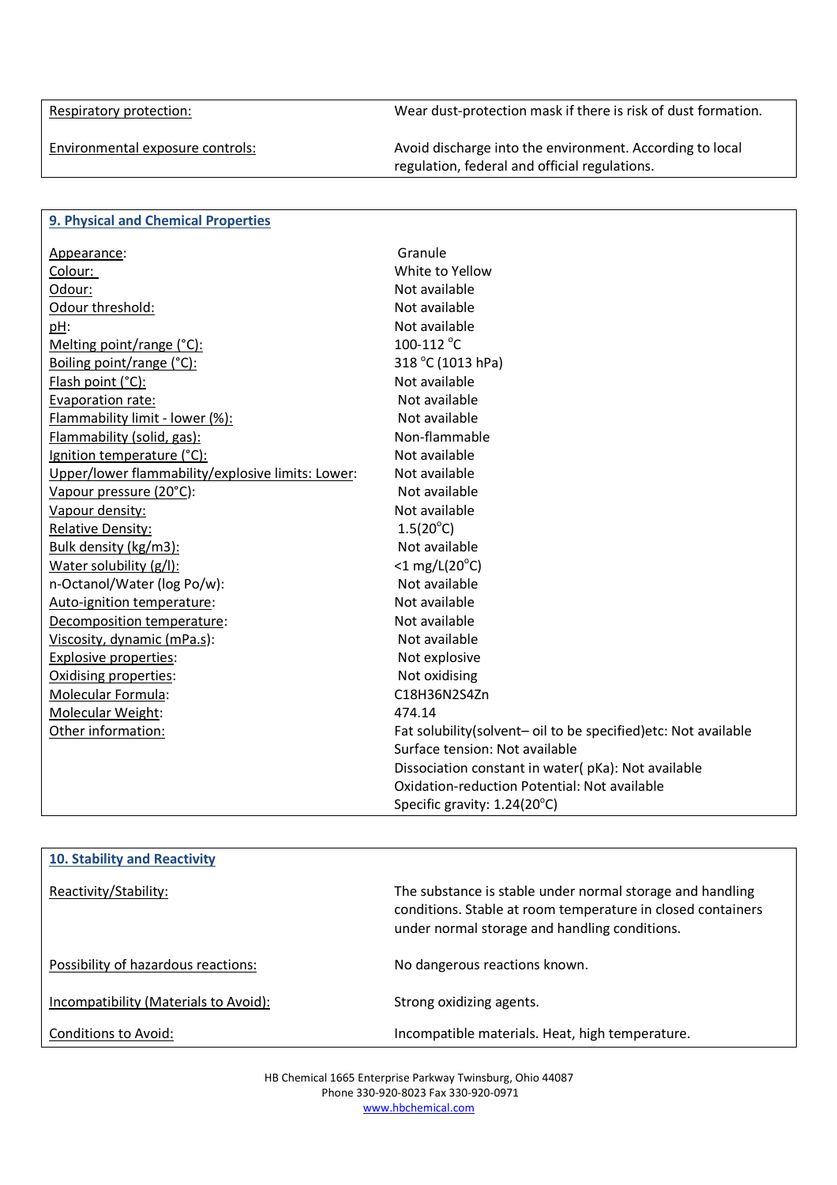| | |
|---|---|
| Respiratory protection: | Wear dust-protection mask if there is risk of dust formation. |
| Environmental exposure controls: | Avoid discharge into the environment. According to local regulation, federal and official regulations. |

## 9. Physical and Chemical Properties

| | |
|---|---|
| Appearance: | Granule |
| Colour: | White to Yellow |
| Odour: | Not available |
| Odour threshold: | Not available |
| pH: | Not available |
| Melting point/range (°C): | 100-112 °C |
| Boiling point/range (°C): | 318 °C (1013 hPa) |
| Flash point (°C): | Not available |
| Evaporation rate: | Not available |
| Flammability limit - lower (%): | Not available |
| Flammability (solid, gas): | Non-flammable |
| Ignition temperature (°C): | Not available |
| Upper/lower flammability/explosive limits: Lower: | Not available |
| Vapour pressure (20°C): | Not available |
| Vapour density: | Not available |
| Relative Density: | 1.5(20°C) |
| Bulk density (kg/m3): | Not available |
| Water solubility (g/l): | <1 mg/L(20°C) |
| n-Octanol/Water (log Po/w): | Not available |
| Auto-ignition temperature: | Not available |
| Decomposition temperature: | Not available |
| Viscosity, dynamic (mPa.s): | Not available |
| Explosive properties: | Not explosive |
| Oxidising properties: | Not oxidising |
| Molecular Formula: | $C_{18}H_{36}N_2S_4Zn$ |
| Molecular Weight: | 474.14 |
| Other information: | Fat solubility(solvent– oil to be specified)etc: Not available<br>Surface tension: Not available<br>Dissociation constant in water( pKa): Not available<br>Oxidation-reduction Potential: Not available<br>Specific gravity: 1.24(20°C) |

## 10. Stability and Reactivity

| | |
|---|---|
| Reactivity/Stability: | The substance is stable under normal storage and handling conditions. Stable at room temperature in closed containers under normal storage and handling conditions. |
| Possibility of hazardous reactions: | No dangerous reactions known. |
| Incompatibility (Materials to Avoid): | Strong oxidizing agents. |
| Conditions to Avoid: | Incompatible materials. Heat, high temperature. |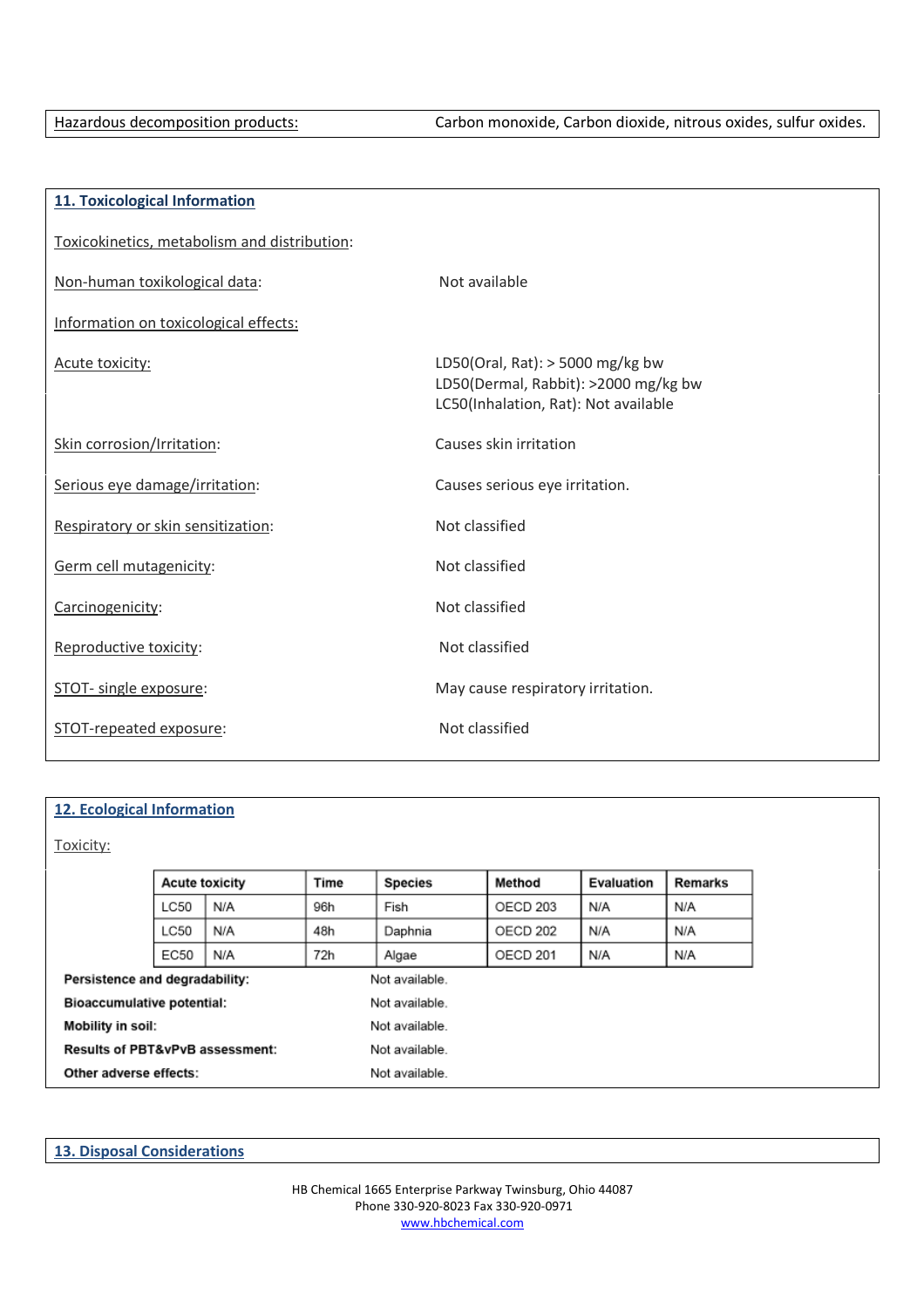Hazardous decomposition products: Carbon monoxide, Carbon dioxide, nitrous oxides, sulfur oxides.

## 11. Toxicological Information

Toxicokinetics, metabolism and distribution:

Non-human toxikological data: Not available

Information on toxicological effects:

Acute toxicity:
LD50(Oral, Rat): > 5000 mg/kg bw
LD50(Dermal, Rabbit): >2000 mg/kg bw
LC50(Inhalation, Rat): Not available

Skin corrosion/Irritation: Causes skin irritation

Serious eye damage/irritation: Causes serious eye irritation.

Respiratory or skin sensitization: Not classified

Germ cell mutagenicity: Not classified

Carcinogenicity: Not classified

Reproductive toxicity: Not classified

STOT- single exposure: May cause respiratory irritation.

STOT-repeated exposure: Not classified

## 12. Ecological Information

Toxicity:

| Acute toxicity | | Time | Species | Method | Evaluation | Remarks |
|---|---|---|---|---|---|---|
| LC50 | N/A | 96h | Fish | OECD 203 | N/A | N/A |
| LC50 | N/A | 48h | Daphnia | OECD 202 | N/A | N/A |
| EC50 | N/A | 72h | Algae | OECD 201 | N/A | N/A |

**Persistence and degradability:** Not available.

**Bioaccumulative potential:** Not available.

**Mobility in soil:** Not available.

**Results of PBT&vPvB assessment:** Not available.

**Other adverse effects:** Not available.

## 13. Disposal Considerations

HB Chemical 1665 Enterprise Parkway Twinsburg, Ohio 44087
Phone 330-920-8023 Fax 330-920-0971
www.hbchemical.com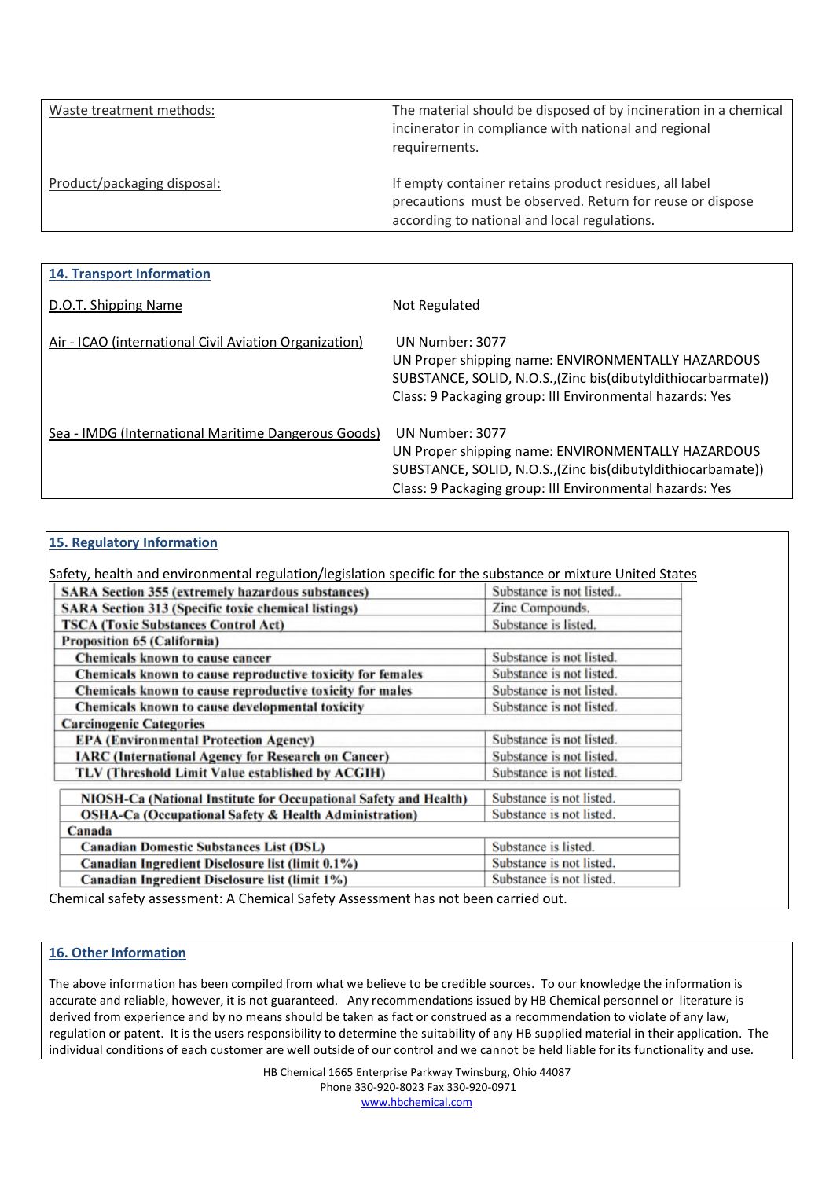| Waste treatment methods: | The material should be disposed of by incineration in a chemical incinerator in compliance with national and regional requirements. |
|---|---|
| Product/packaging disposal: | If empty container retains product residues, all label precautions must be observed. Return for reuse or dispose according to national and local regulations. |

## 14. Transport Information

| D.O.T. Shipping Name | Not Regulated |
|---|---|
| Air - ICAO (international Civil Aviation Organization) | UN Number: 3077<br>UN Proper shipping name: ENVIRONMENTALLY HAZARDOUS SUBSTANCE, SOLID, N.O.S.,(Zinc bis(dibutyldithiocarbarmate))<br>Class: 9 Packaging group: III Environmental hazards: Yes |
| Sea - IMDG (International Maritime Dangerous Goods) | UN Number: 3077<br>UN Proper shipping name: ENVIRONMENTALLY HAZARDOUS SUBSTANCE, SOLID, N.O.S.,(Zinc bis(dibutyldithiocarbamate))<br>Class: 9 Packaging group: III Environmental hazards: Yes |

## 15. Regulatory Information

Safety, health and environmental regulation/legislation specific for the substance or mixture United States

| | |
|---|---|
| **SARA Section 355 (extremely hazardous substances)** | Substance is not listed.. |
| **SARA Section 313 (Specific toxic chemical listings)** | Zinc Compounds. |
| **TSCA (Toxic Substances Control Act)** | Substance is listed. |
| **Proposition 65 (California)** | |
| **Chemicals known to cause cancer** | Substance is not listed. |
| **Chemicals known to cause reproductive toxicity for females** | Substance is not listed. |
| **Chemicals known to cause reproductive toxicity for males** | Substance is not listed. |
| **Chemicals known to cause developmental toxicity** | Substance is not listed. |
| **Carcinogenic Categories** | |
| **EPA (Environmental Protection Agency)** | Substance is not listed. |
| **IARC (International Agency for Research on Cancer)** | Substance is not listed. |
| **TLV (Threshold Limit Value established by ACGIH)** | Substance is not listed. |
| **NIOSH-Ca (National Institute for Occupational Safety and Health)** | Substance is not listed. |
| **OSHA-Ca (Occupational Safety & Health Administration)** | Substance is not listed. |
| **Canada** | |
| **Canadian Domestic Substances List (DSL)** | Substance is listed. |
| **Canadian Ingredient Disclosure list (limit 0.1%)** | Substance is not listed. |
| **Canadian Ingredient Disclosure list (limit 1%)** | Substance is not listed. |

Chemical safety assessment: A Chemical Safety Assessment has not been carried out.

## 16. Other Information

The above information has been compiled from what we believe to be credible sources. To our knowledge the information is accurate and reliable, however, it is not guaranteed. Any recommendations issued by HB Chemical personnel or literature is derived from experience and by no means should be taken as fact or construed as a recommendation to violate of any law, regulation or patent. It is the users responsibility to determine the suitability of any HB supplied material in their application. The individual conditions of each customer are well outside of our control and we cannot be held liable for its functionality and use.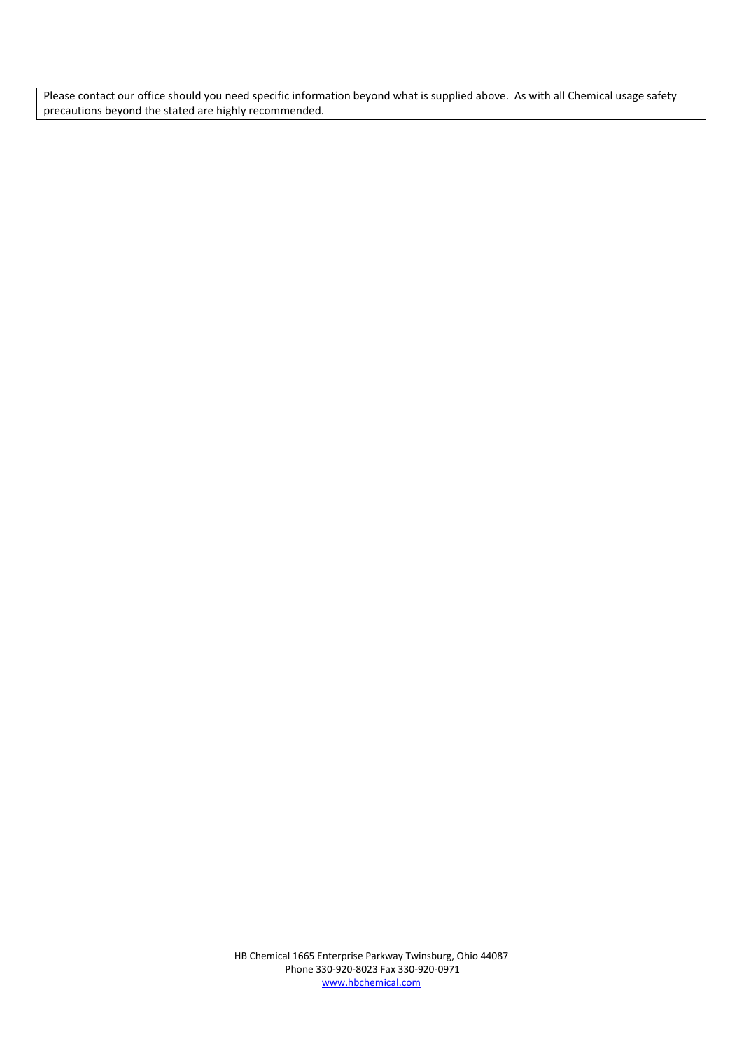Please contact our office should you need specific information beyond what is supplied above. As with all Chemical usage safety precautions beyond the stated are highly recommended.

HB Chemical 1665 Enterprise Parkway Twinsburg, Ohio 44087
Phone 330-920-8023 Fax 330-920-0971
www.hbchemical.com